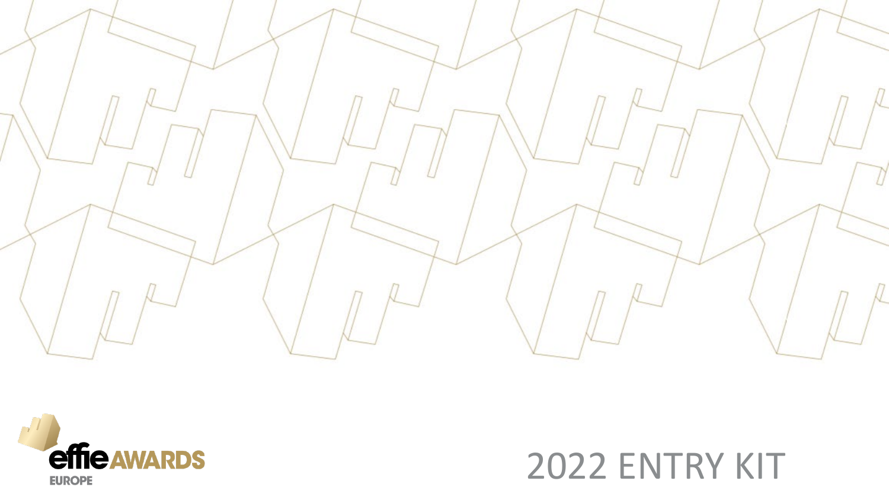effie AWARDS
EUROPE

# 2022 ENTRY KIT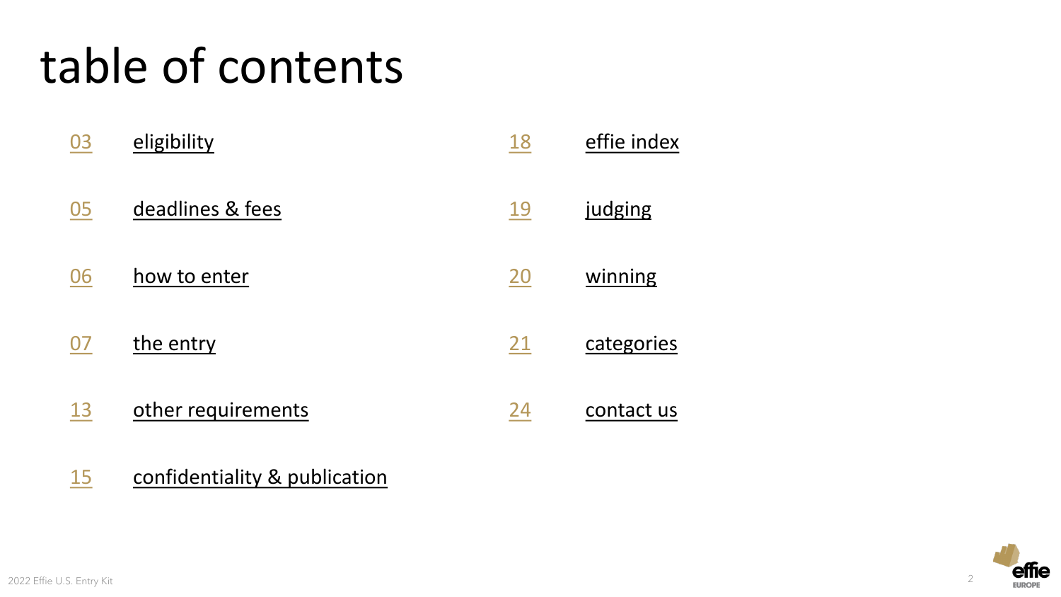# table of contents

| | |
|---|---|
| 03 | eligibility |
| 05 | deadlines & fees |
| 06 | how to enter |
| 07 | the entry |
| 13 | other requirements |
| 15 | confidentiality & publication |
| 18 | effie index |
| 19 | judging |
| 20 | winning |
| 21 | categories |
| 24 | contact us |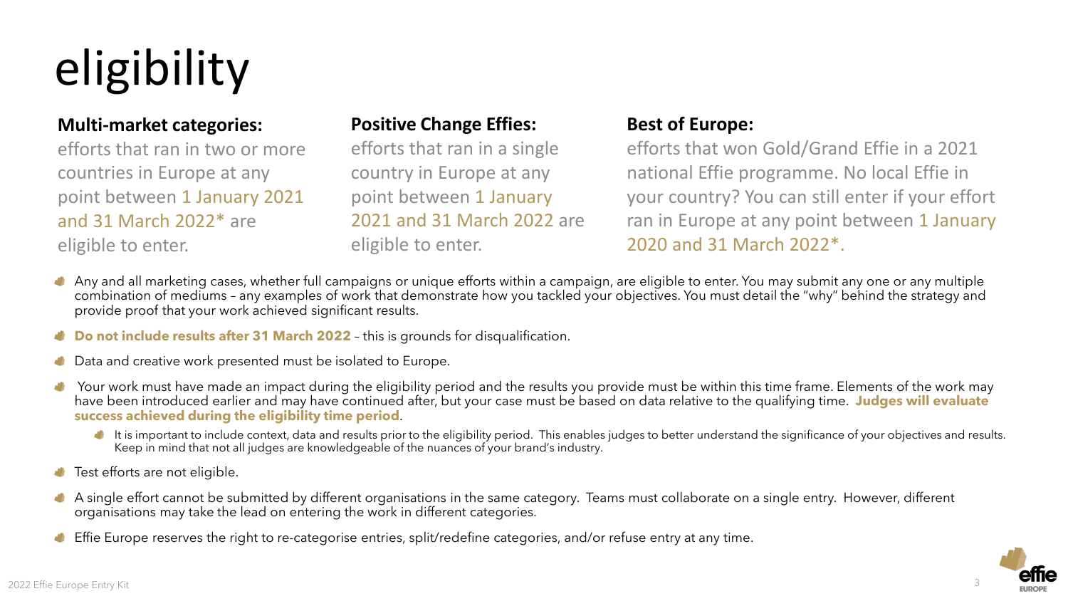# eligibility

**Multi-market categories:**
efforts that ran in two or more countries in Europe at any point between 1 January 2021 and 31 March 2022* are eligible to enter.

**Positive Change Effies:**
efforts that ran in a single country in Europe at any point between 1 January 2021 and 31 March 2022 are eligible to enter.

**Best of Europe:**
efforts that won Gold/Grand Effie in a 2021 national Effie programme. No local Effie in your country? You can still enter if your effort ran in Europe at any point between 1 January 2020 and 31 March 2022*.

- Any and all marketing cases, whether full campaigns or unique efforts within a campaign, are eligible to enter. You may submit any one or any multiple combination of mediums – any examples of work that demonstrate how you tackled your objectives. You must detail the "why" behind the strategy and provide proof that your work achieved significant results.
- **Do not include results after 31 March 2022** – this is grounds for disqualification.
- Data and creative work presented must be isolated to Europe.
- Your work must have made an impact during the eligibility period and the results you provide must be within this time frame. Elements of the work may have been introduced earlier and may have continued after, but your case must be based on data relative to the qualifying time. **Judges will evaluate success achieved during the eligibility time period**.
  - It is important to include context, data and results prior to the eligibility period. This enables judges to better understand the significance of your objectives and results. Keep in mind that not all judges are knowledgeable of the nuances of your brand's industry.
- Test efforts are not eligible.
- A single effort cannot be submitted by different organisations in the same category. Teams must collaborate on a single entry. However, different organisations may take the lead on entering the work in different categories.
- Effie Europe reserves the right to re-categorise entries, split/redefine categories, and/or refuse entry at any time.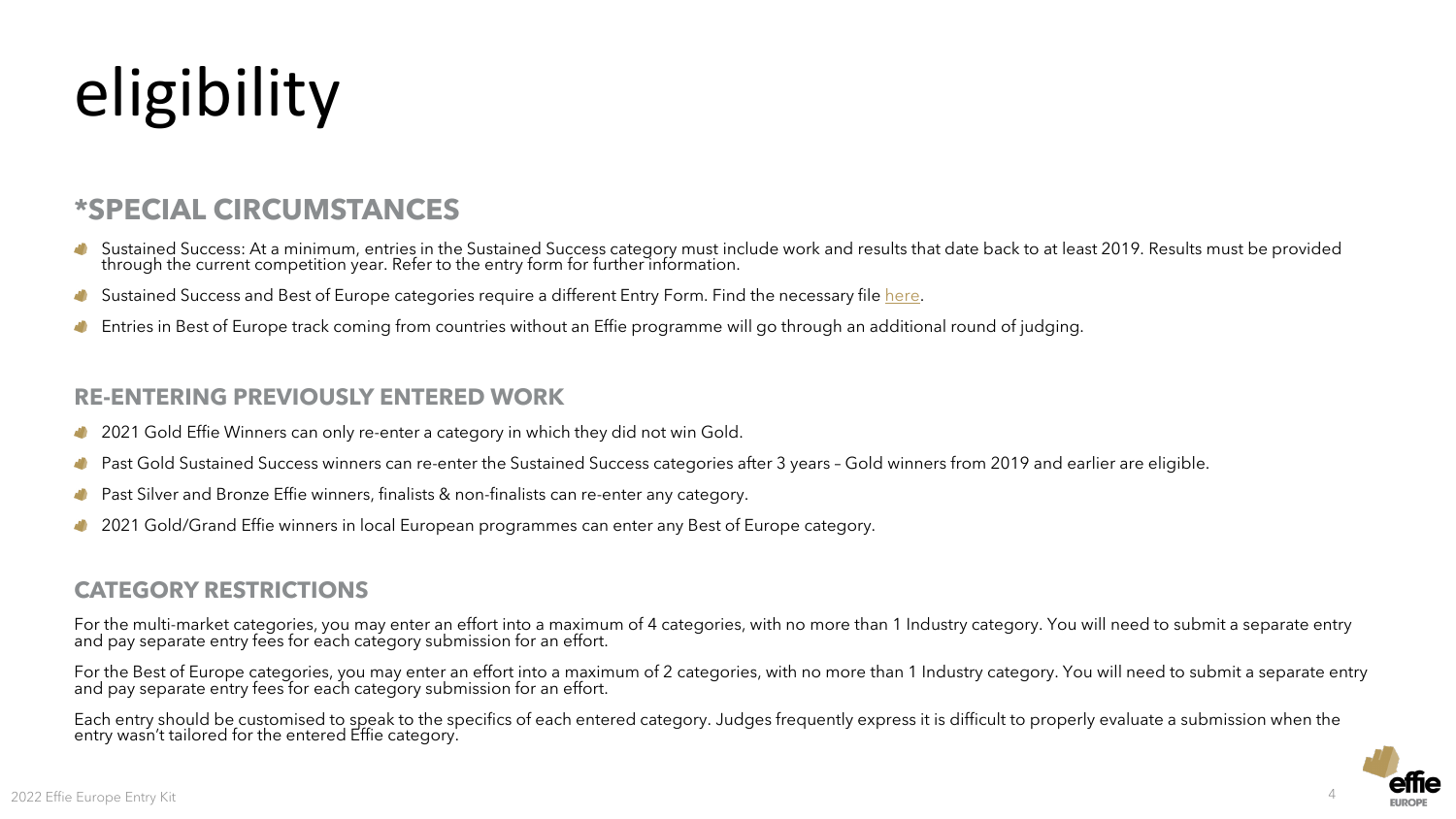# eligibility

## *SPECIAL CIRCUMSTANCES

- Sustained Success: At a minimum, entries in the Sustained Success category must include work and results that date back to at least 2019. Results must be provided through the current competition year. Refer to the entry form for further information.
- Sustained Success and Best of Europe categories require a different Entry Form. Find the necessary file here.
- Entries in Best of Europe track coming from countries without an Effie programme will go through an additional round of judging.

### RE-ENTERING PREVIOUSLY ENTERED WORK

- 2021 Gold Effie Winners can only re-enter a category in which they did not win Gold.
- Past Gold Sustained Success winners can re-enter the Sustained Success categories after 3 years – Gold winners from 2019 and earlier are eligible.
- Past Silver and Bronze Effie winners, finalists & non-finalists can re-enter any category.
- 2021 Gold/Grand Effie winners in local European programmes can enter any Best of Europe category.

### CATEGORY RESTRICTIONS

For the multi-market categories, you may enter an effort into a maximum of 4 categories, with no more than 1 Industry category. You will need to submit a separate entry and pay separate entry fees for each category submission for an effort.

For the Best of Europe categories, you may enter an effort into a maximum of 2 categories, with no more than 1 Industry category. You will need to submit a separate entry and pay separate entry fees for each category submission for an effort.

Each entry should be customised to speak to the specifics of each entered category. Judges frequently express it is difficult to properly evaluate a submission when the entry wasn't tailored for the entered Effie category.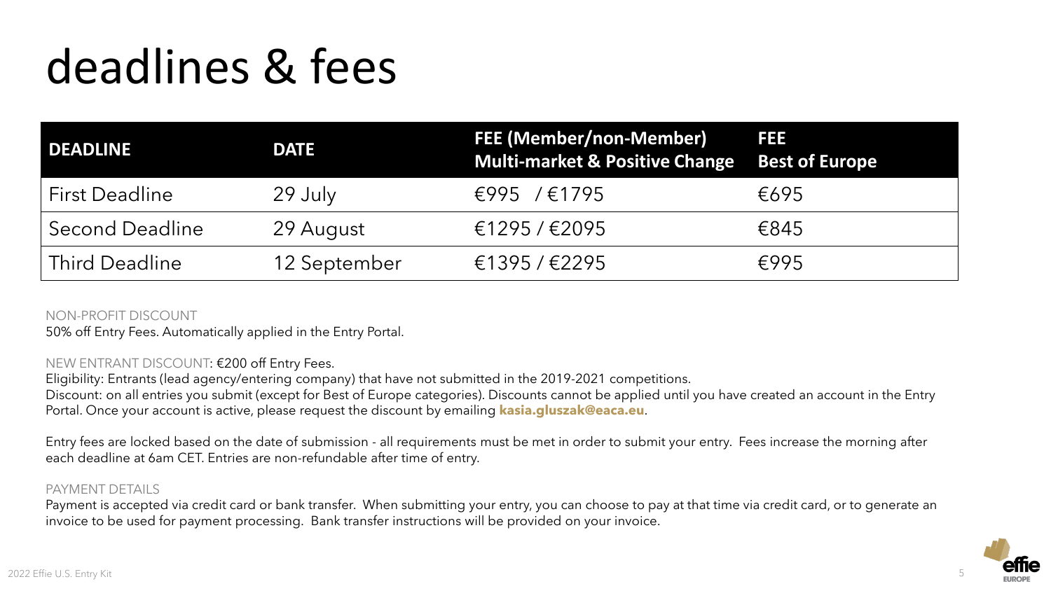# deadlines & fees

| DEADLINE | DATE | FEE (Member/non-Member) Multi-market & Positive Change | FEE Best of Europe |
|---|---|---|---|
| First Deadline | 29 July | €995 / €1795 | €695 |
| Second Deadline | 29 August | €1295 / €2095 | €845 |
| Third Deadline | 12 September | €1395 / €2295 | €995 |

NON-PROFIT DISCOUNT
50% off Entry Fees. Automatically applied in the Entry Portal.

NEW ENTRANT DISCOUNT: €200 off Entry Fees.
Eligibility: Entrants (lead agency/entering company) that have not submitted in the 2019-2021 competitions.
Discount: on all entries you submit (except for Best of Europe categories). Discounts cannot be applied until you have created an account in the Entry Portal. Once your account is active, please request the discount by emailing **kasia.gluszak@eaca.eu**.

Entry fees are locked based on the date of submission - all requirements must be met in order to submit your entry. Fees increase the morning after each deadline at 6am CET. Entries are non-refundable after time of entry.

PAYMENT DETAILS
Payment is accepted via credit card or bank transfer. When submitting your entry, you can choose to pay at that time via credit card, or to generate an invoice to be used for payment processing. Bank transfer instructions will be provided on your invoice.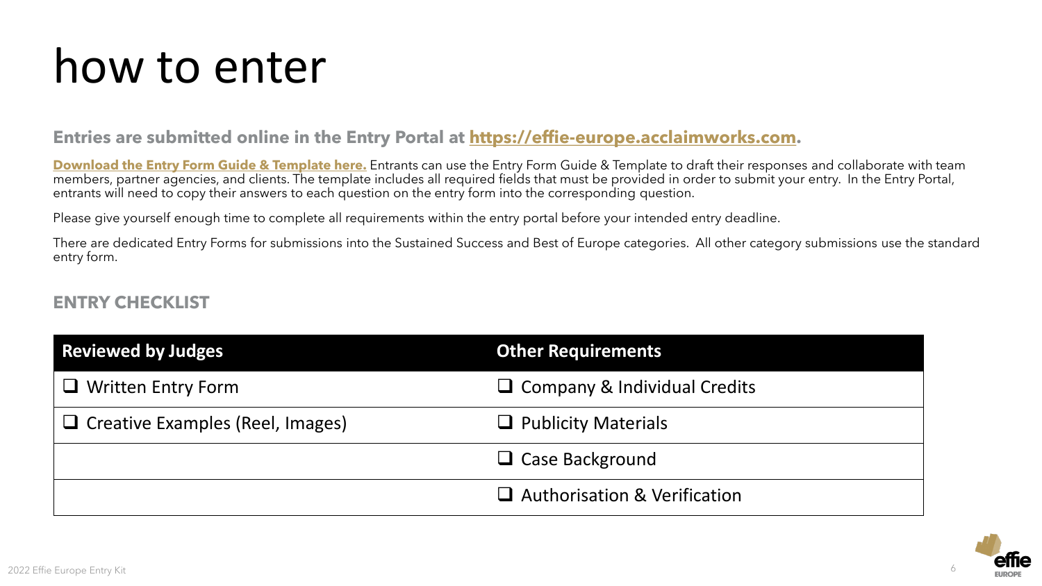# how to enter

**Entries are submitted online in the Entry Portal at https://effie-europe.acclaimworks.com.**

**Download the Entry Form Guide & Template here.** Entrants can use the Entry Form Guide & Template to draft their responses and collaborate with team members, partner agencies, and clients. The template includes all required fields that must be provided in order to submit your entry. In the Entry Portal, entrants will need to copy their answers to each question on the entry form into the corresponding question.

Please give yourself enough time to complete all requirements within the entry portal before your intended entry deadline.

There are dedicated Entry Forms for submissions into the Sustained Success and Best of Europe categories. All other category submissions use the standard entry form.

## ENTRY CHECKLIST

| Reviewed by Judges | Other Requirements |
|---|---|
| ❑ Written Entry Form | ❑ Company & Individual Credits |
| ❑ Creative Examples (Reel, Images) | ❑ Publicity Materials |
| | ❑ Case Background |
| | ❑ Authorisation & Verification |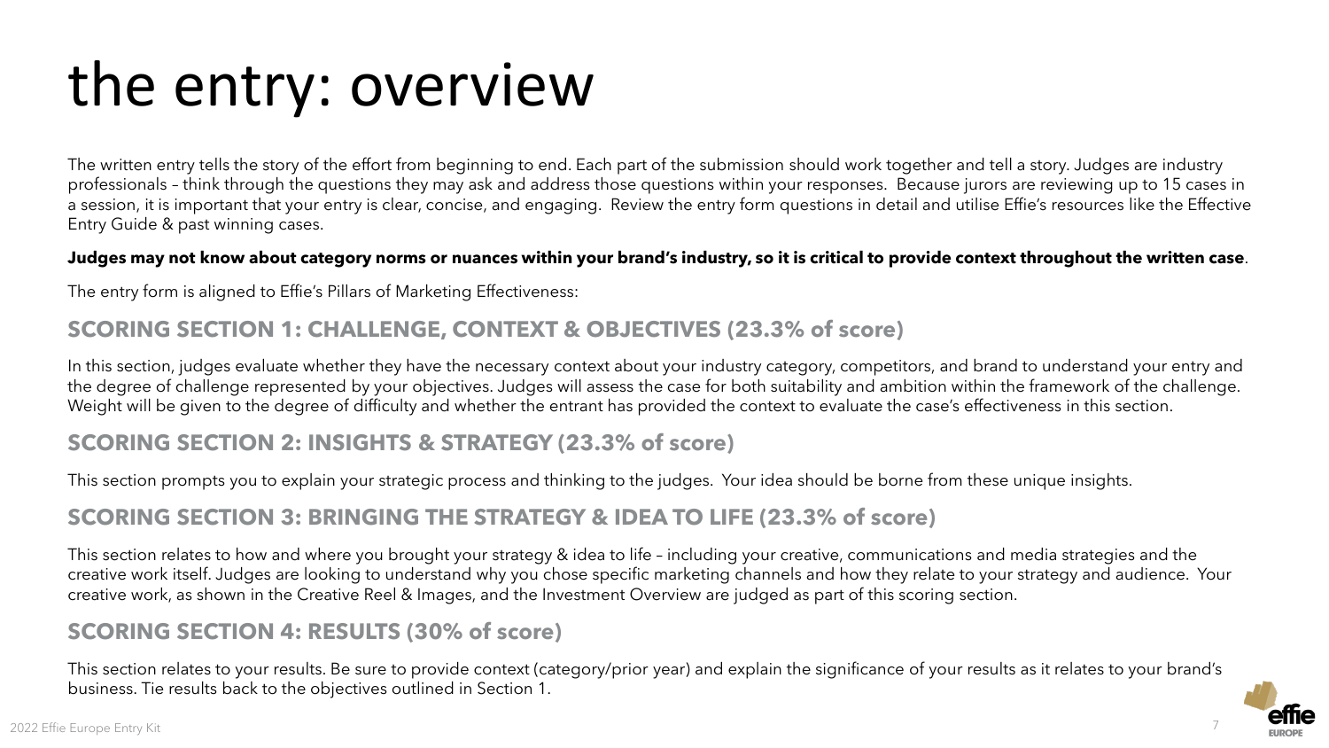# the entry: overview

The written entry tells the story of the effort from beginning to end. Each part of the submission should work together and tell a story. Judges are industry professionals – think through the questions they may ask and address those questions within your responses. Because jurors are reviewing up to 15 cases in a session, it is important that your entry is clear, concise, and engaging. Review the entry form questions in detail and utilise Effie's resources like the Effective Entry Guide & past winning cases.

**Judges may not know about category norms or nuances within your brand's industry, so it is critical to provide context throughout the written case**.

The entry form is aligned to Effie's Pillars of Marketing Effectiveness:

## SCORING SECTION 1: CHALLENGE, CONTEXT & OBJECTIVES (23.3% of score)

In this section, judges evaluate whether they have the necessary context about your industry category, competitors, and brand to understand your entry and the degree of challenge represented by your objectives. Judges will assess the case for both suitability and ambition within the framework of the challenge. Weight will be given to the degree of difficulty and whether the entrant has provided the context to evaluate the case's effectiveness in this section.

## SCORING SECTION 2: INSIGHTS & STRATEGY (23.3% of score)

This section prompts you to explain your strategic process and thinking to the judges. Your idea should be borne from these unique insights.

## SCORING SECTION 3: BRINGING THE STRATEGY & IDEA TO LIFE (23.3% of score)

This section relates to how and where you brought your strategy & idea to life – including your creative, communications and media strategies and the creative work itself. Judges are looking to understand why you chose specific marketing channels and how they relate to your strategy and audience. Your creative work, as shown in the Creative Reel & Images, and the Investment Overview are judged as part of this scoring section.

## SCORING SECTION 4: RESULTS (30% of score)

This section relates to your results. Be sure to provide context (category/prior year) and explain the significance of your results as it relates to your brand's business. Tie results back to the objectives outlined in Section 1.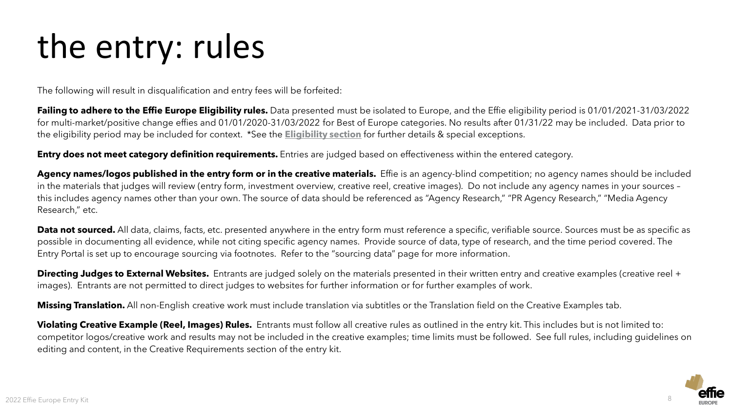# the entry: rules

The following will result in disqualification and entry fees will be forfeited:

**Failing to adhere to the Effie Europe Eligibility rules.** Data presented must be isolated to Europe, and the Effie eligibility period is 01/01/2021-31/03/2022 for multi-market/positive change effies and 01/01/2020-31/03/2022 for Best of Europe categories. No results after 01/31/22 may be included. Data prior to the eligibility period may be included for context. *See the **Eligibility section** for further details & special exceptions.

**Entry does not meet category definition requirements.** Entries are judged based on effectiveness within the entered category.

**Agency names/logos published in the entry form or in the creative materials.** Effie is an agency-blind competition; no agency names should be included in the materials that judges will review (entry form, investment overview, creative reel, creative images). Do not include any agency names in your sources – this includes agency names other than your own. The source of data should be referenced as "Agency Research," "PR Agency Research," "Media Agency Research," etc.

**Data not sourced.** All data, claims, facts, etc. presented anywhere in the entry form must reference a specific, verifiable source. Sources must be as specific as possible in documenting all evidence, while not citing specific agency names. Provide source of data, type of research, and the time period covered. The Entry Portal is set up to encourage sourcing via footnotes. Refer to the "sourcing data" page for more information.

**Directing Judges to External Websites.** Entrants are judged solely on the materials presented in their written entry and creative examples (creative reel + images). Entrants are not permitted to direct judges to websites for further information or for further examples of work.

**Missing Translation.** All non-English creative work must include translation via subtitles or the Translation field on the Creative Examples tab.

**Violating Creative Example (Reel, Images) Rules.** Entrants must follow all creative rules as outlined in the entry kit. This includes but is not limited to: competitor logos/creative work and results may not be included in the creative examples; time limits must be followed. See full rules, including guidelines on editing and content, in the Creative Requirements section of the entry kit.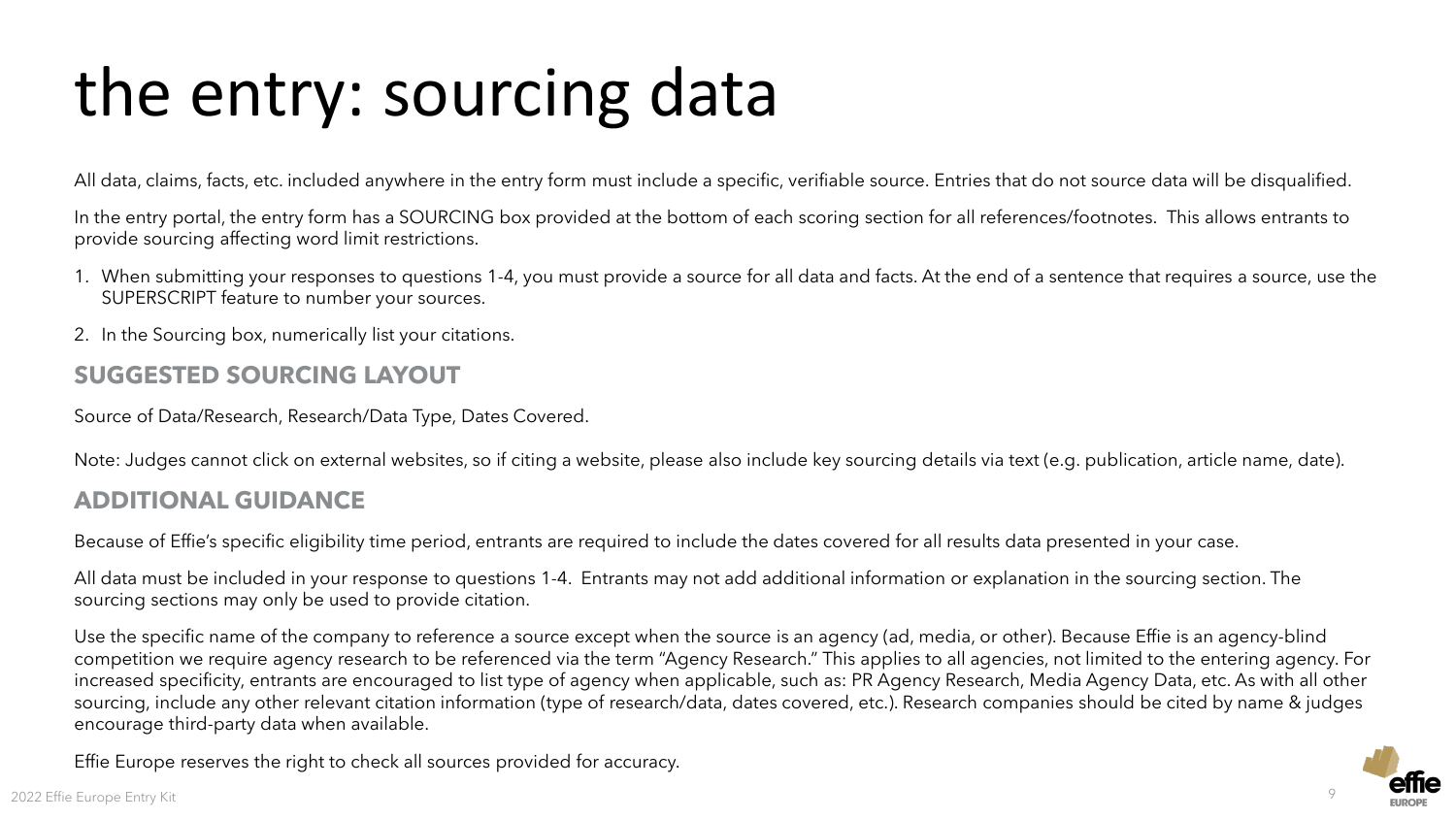# the entry: sourcing data

All data, claims, facts, etc. included anywhere in the entry form must include a specific, verifiable source. Entries that do not source data will be disqualified.

In the entry portal, the entry form has a SOURCING box provided at the bottom of each scoring section for all references/footnotes. This allows entrants to provide sourcing affecting word limit restrictions.

1. When submitting your responses to questions 1-4, you must provide a source for all data and facts. At the end of a sentence that requires a source, use the SUPERSCRIPT feature to number your sources.
2. In the Sourcing box, numerically list your citations.

## SUGGESTED SOURCING LAYOUT

Source of Data/Research, Research/Data Type, Dates Covered.

Note: Judges cannot click on external websites, so if citing a website, please also include key sourcing details via text (e.g. publication, article name, date).

## ADDITIONAL GUIDANCE

Because of Effie's specific eligibility time period, entrants are required to include the dates covered for all results data presented in your case.

All data must be included in your response to questions 1-4. Entrants may not add additional information or explanation in the sourcing section. The sourcing sections may only be used to provide citation.

Use the specific name of the company to reference a source except when the source is an agency (ad, media, or other). Because Effie is an agency-blind competition we require agency research to be referenced via the term "Agency Research." This applies to all agencies, not limited to the entering agency. For increased specificity, entrants are encouraged to list type of agency when applicable, such as: PR Agency Research, Media Agency Data, etc. As with all other sourcing, include any other relevant citation information (type of research/data, dates covered, etc.). Research companies should be cited by name & judges encourage third-party data when available.

Effie Europe reserves the right to check all sources provided for accuracy.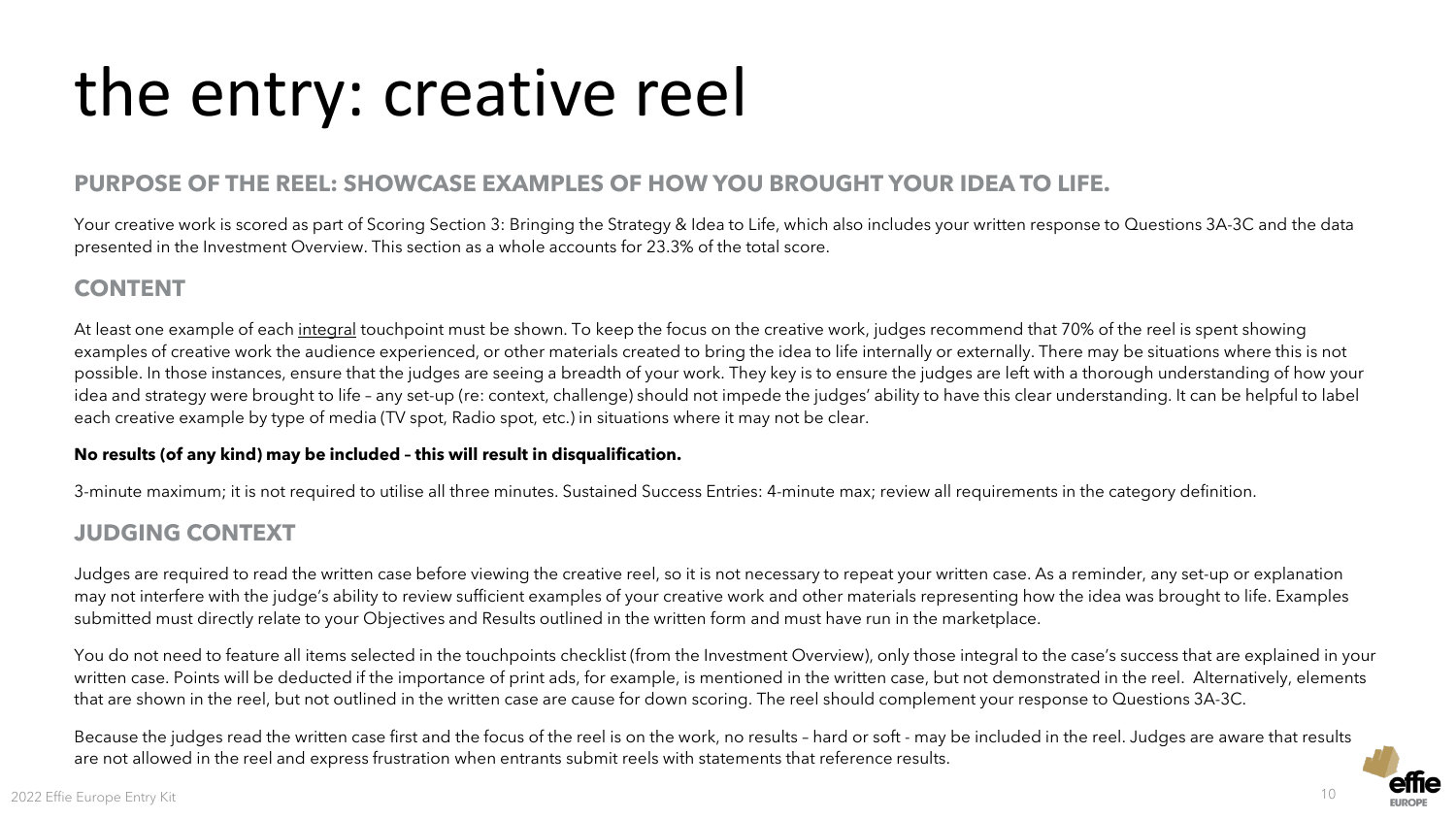# the entry: creative reel

## PURPOSE OF THE REEL: SHOWCASE EXAMPLES OF HOW YOU BROUGHT YOUR IDEA TO LIFE.

Your creative work is scored as part of Scoring Section 3: Bringing the Strategy & Idea to Life, which also includes your written response to Questions 3A-3C and the data presented in the Investment Overview. This section as a whole accounts for 23.3% of the total score.

## CONTENT

At least one example of each integral touchpoint must be shown. To keep the focus on the creative work, judges recommend that 70% of the reel is spent showing examples of creative work the audience experienced, or other materials created to bring the idea to life internally or externally. There may be situations where this is not possible. In those instances, ensure that the judges are seeing a breadth of your work. They key is to ensure the judges are left with a thorough understanding of how your idea and strategy were brought to life – any set-up (re: context, challenge) should not impede the judges' ability to have this clear understanding. It can be helpful to label each creative example by type of media (TV spot, Radio spot, etc.) in situations where it may not be clear.

**No results (of any kind) may be included – this will result in disqualification.**

3-minute maximum; it is not required to utilise all three minutes. Sustained Success Entries: 4-minute max; review all requirements in the category definition.

## JUDGING CONTEXT

Judges are required to read the written case before viewing the creative reel, so it is not necessary to repeat your written case. As a reminder, any set-up or explanation may not interfere with the judge's ability to review sufficient examples of your creative work and other materials representing how the idea was brought to life. Examples submitted must directly relate to your Objectives and Results outlined in the written form and must have run in the marketplace.

You do not need to feature all items selected in the touchpoints checklist (from the Investment Overview), only those integral to the case's success that are explained in your written case. Points will be deducted if the importance of print ads, for example, is mentioned in the written case, but not demonstrated in the reel. Alternatively, elements that are shown in the reel, but not outlined in the written case are cause for down scoring. The reel should complement your response to Questions 3A-3C.

Because the judges read the written case first and the focus of the reel is on the work, no results – hard or soft - may be included in the reel. Judges are aware that results are not allowed in the reel and express frustration when entrants submit reels with statements that reference results.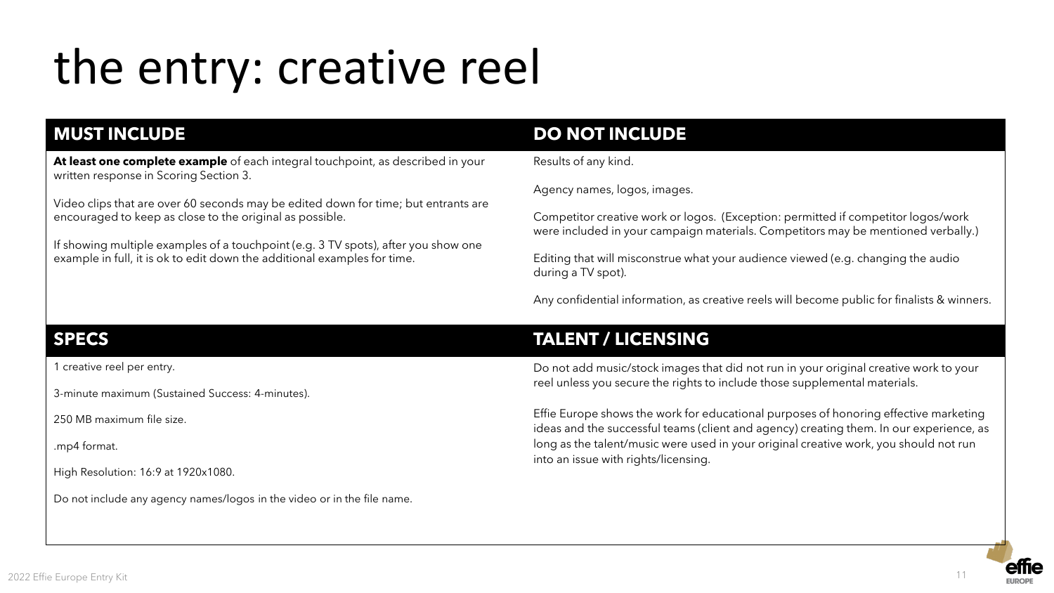# the entry: creative reel

## MUST INCLUDE

**At least one complete example** of each integral touchpoint, as described in your written response in Scoring Section 3.

Video clips that are over 60 seconds may be edited down for time; but entrants are encouraged to keep as close to the original as possible.

If showing multiple examples of a touchpoint (e.g. 3 TV spots), after you show one example in full, it is ok to edit down the additional examples for time.

## DO NOT INCLUDE

Results of any kind.

Agency names, logos, images.

Competitor creative work or logos. (Exception: permitted if competitor logos/work were included in your campaign materials. Competitors may be mentioned verbally.)

Editing that will misconstrue what your audience viewed (e.g. changing the audio during a TV spot).

Any confidential information, as creative reels will become public for finalists & winners.

## SPECS

1 creative reel per entry.

3-minute maximum (Sustained Success: 4-minutes).

250 MB maximum file size.

.mp4 format.

High Resolution: 16:9 at 1920x1080.

Do not include any agency names/logos in the video or in the file name.

## TALENT / LICENSING

Do not add music/stock images that did not run in your original creative work to your reel unless you secure the rights to include those supplemental materials.

Effie Europe shows the work for educational purposes of honoring effective marketing ideas and the successful teams (client and agency) creating them. In our experience, as long as the talent/music were used in your original creative work, you should not run into an issue with rights/licensing.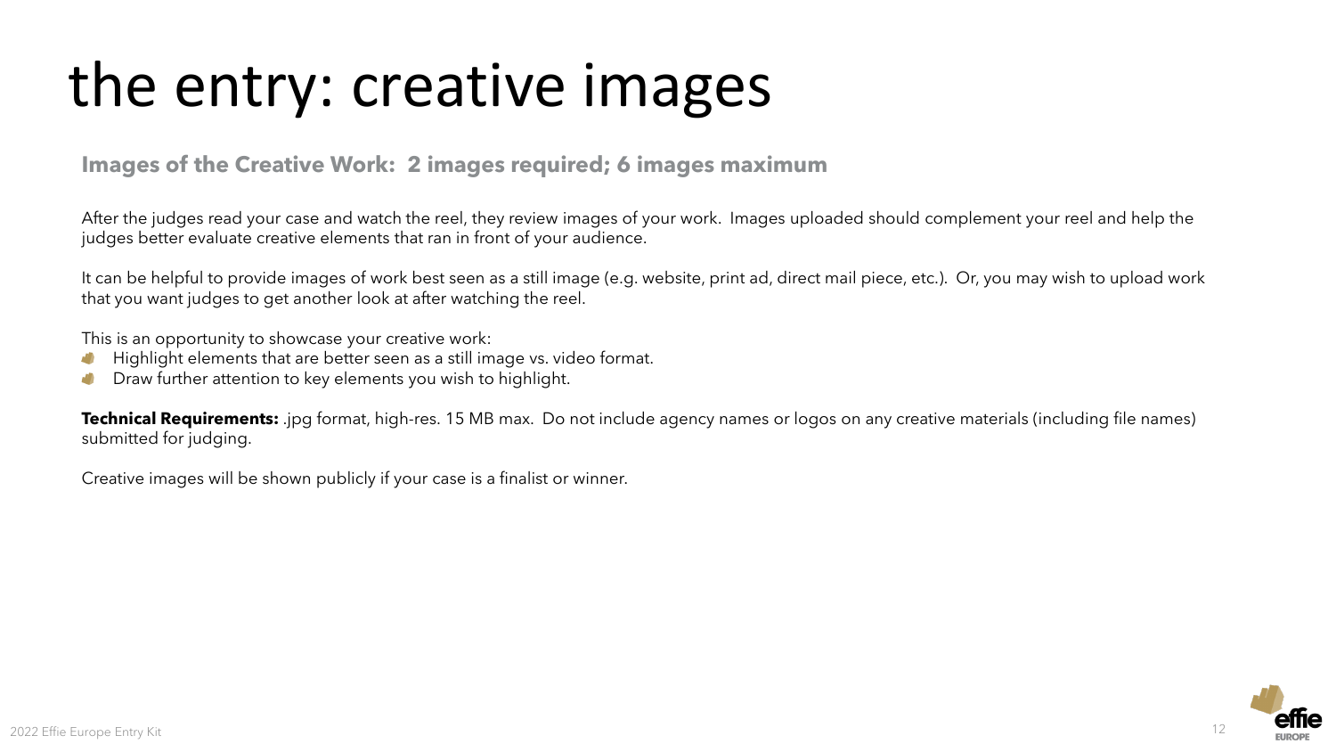# the entry: creative images

## Images of the Creative Work: 2 images required; 6 images maximum

After the judges read your case and watch the reel, they review images of your work. Images uploaded should complement your reel and help the judges better evaluate creative elements that ran in front of your audience.

It can be helpful to provide images of work best seen as a still image (e.g. website, print ad, direct mail piece, etc.). Or, you may wish to upload work that you want judges to get another look at after watching the reel.

This is an opportunity to showcase your creative work:

- Highlight elements that are better seen as a still image vs. video format.
- Draw further attention to key elements you wish to highlight.

**Technical Requirements:** .jpg format, high-res. 15 MB max. Do not include agency names or logos on any creative materials (including file names) submitted for judging.

Creative images will be shown publicly if your case is a finalist or winner.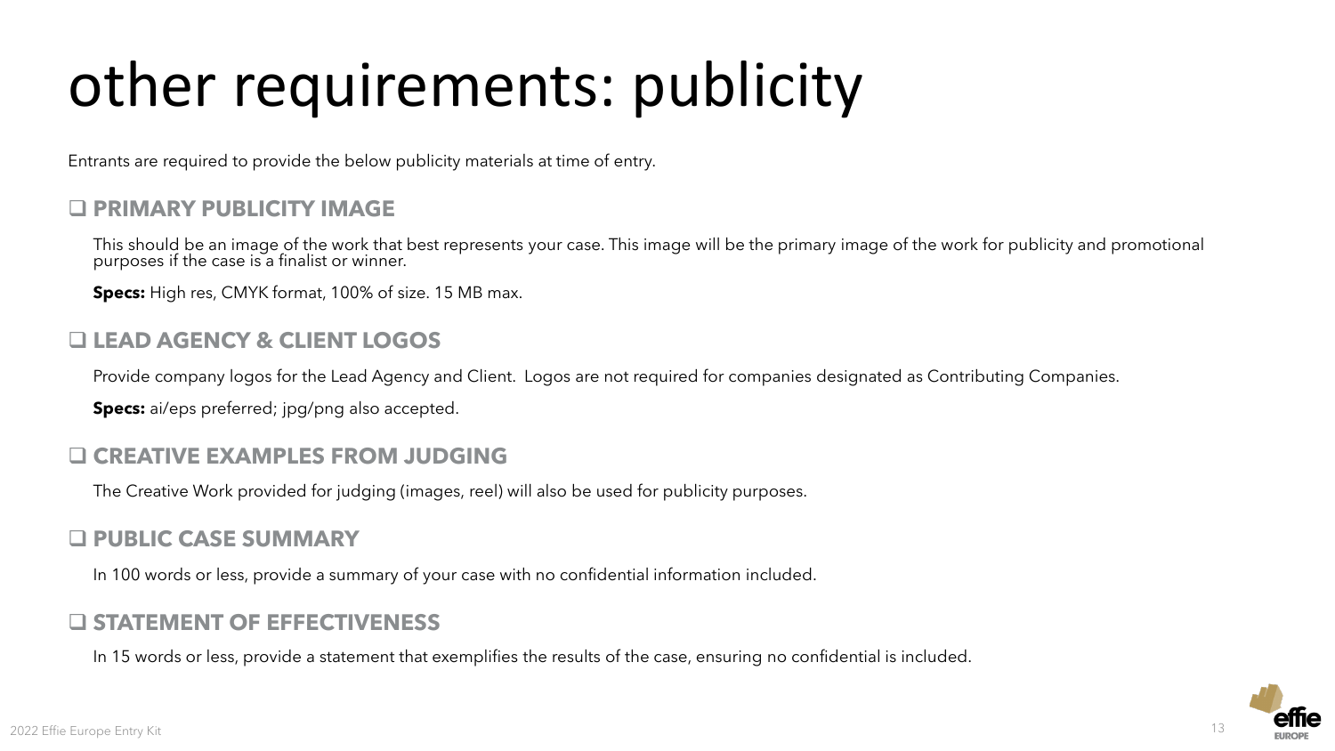# other requirements: publicity

Entrants are required to provide the below publicity materials at time of entry.

### ❑ PRIMARY PUBLICITY IMAGE

This should be an image of the work that best represents your case. This image will be the primary image of the work for publicity and promotional purposes if the case is a finalist or winner.

**Specs:** High res, CMYK format, 100% of size. 15 MB max.

### ❑ LEAD AGENCY & CLIENT LOGOS

Provide company logos for the Lead Agency and Client. Logos are not required for companies designated as Contributing Companies.

**Specs:** ai/eps preferred; jpg/png also accepted.

### ❑ CREATIVE EXAMPLES FROM JUDGING

The Creative Work provided for judging (images, reel) will also be used for publicity purposes.

### ❑ PUBLIC CASE SUMMARY

In 100 words or less, provide a summary of your case with no confidential information included.

### ❑ STATEMENT OF EFFECTIVENESS

In 15 words or less, provide a statement that exemplifies the results of the case, ensuring no confidential is included.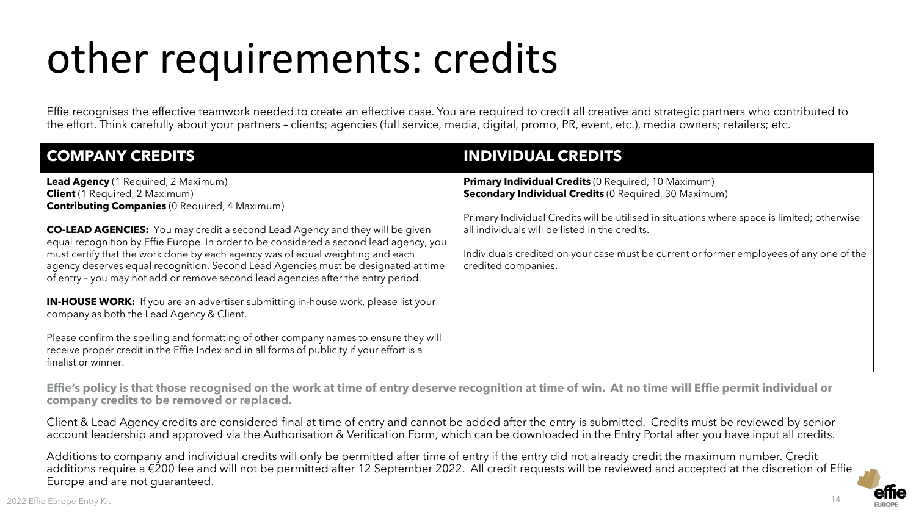# other requirements: credits

Effie recognises the effective teamwork needed to create an effective case. You are required to credit all creative and strategic partners who contributed to the effort. Think carefully about your partners – clients; agencies (full service, media, digital, promo, PR, event, etc.), media owners; retailers; etc.

## COMPANY CREDITS

**Lead Agency** (1 Required, 2 Maximum)
**Client** (1 Required, 2 Maximum)
**Contributing Companies** (0 Required, 4 Maximum)

**CO-LEAD AGENCIES:** You may credit a second Lead Agency and they will be given equal recognition by Effie Europe. In order to be considered a second lead agency, you must certify that the work done by each agency was of equal weighting and each agency deserves equal recognition. Second Lead Agencies must be designated at time of entry – you may not add or remove second lead agencies after the entry period.

**IN-HOUSE WORK:** If you are an advertiser submitting in-house work, please list your company as both the Lead Agency & Client.

Please confirm the spelling and formatting of other company names to ensure they will receive proper credit in the Effie Index and in all forms of publicity if your effort is a finalist or winner.

## INDIVIDUAL CREDITS

**Primary Individual Credits** (0 Required, 10 Maximum)
**Secondary Individual Credits** (0 Required, 30 Maximum)

Primary Individual Credits will be utilised in situations where space is limited; otherwise all individuals will be listed in the credits.

Individuals credited on your case must be current or former employees of any one of the credited companies.

**Effie's policy is that those recognised on the work at time of entry deserve recognition at time of win. At no time will Effie permit individual or company credits to be removed or replaced.**

Client & Lead Agency credits are considered final at time of entry and cannot be added after the entry is submitted. Credits must be reviewed by senior account leadership and approved via the Authorisation & Verification Form, which can be downloaded in the Entry Portal after you have input all credits.

Additions to company and individual credits will only be permitted after time of entry if the entry did not already credit the maximum number. Credit additions require a €200 fee and will not be permitted after 12 September 2022. All credit requests will be reviewed and accepted at the discretion of Effie Europe and are not guaranteed.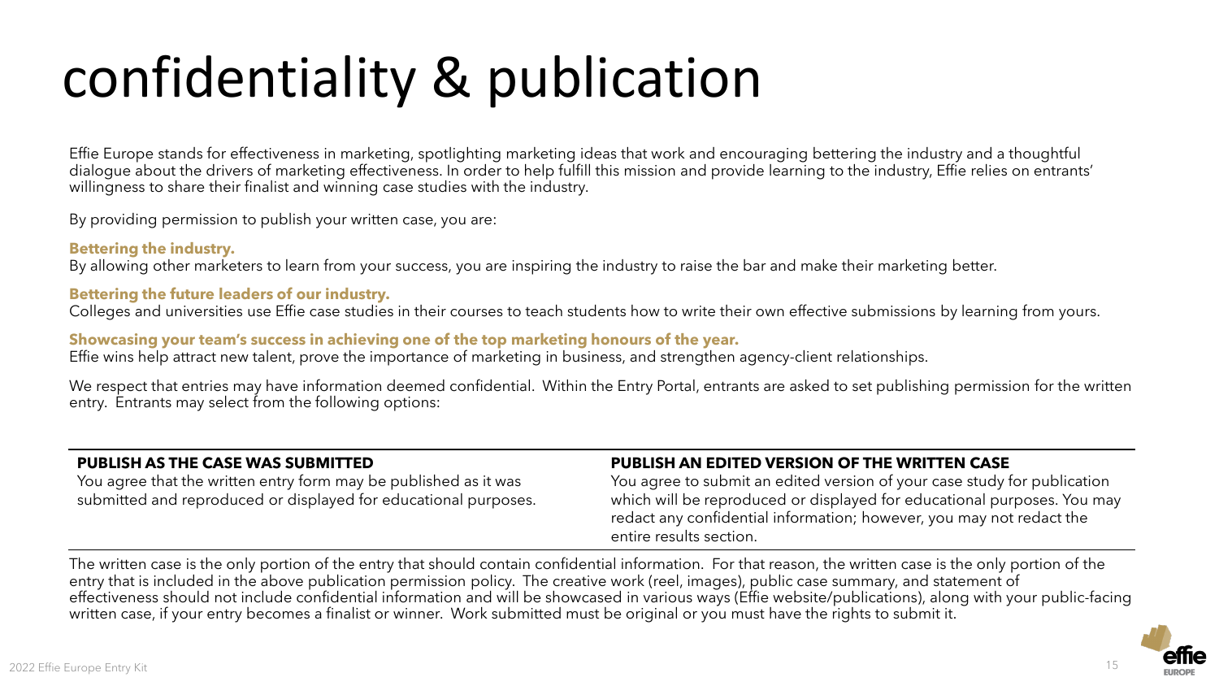# confidentiality & publication

Effie Europe stands for effectiveness in marketing, spotlighting marketing ideas that work and encouraging bettering the industry and a thoughtful dialogue about the drivers of marketing effectiveness. In order to help fulfill this mission and provide learning to the industry, Effie relies on entrants' willingness to share their finalist and winning case studies with the industry.

By providing permission to publish your written case, you are:

**Bettering the industry.**
By allowing other marketers to learn from your success, you are inspiring the industry to raise the bar and make their marketing better.

**Bettering the future leaders of our industry.**
Colleges and universities use Effie case studies in their courses to teach students how to write their own effective submissions by learning from yours.

**Showcasing your team's success in achieving one of the top marketing honours of the year.**
Effie wins help attract new talent, prove the importance of marketing in business, and strengthen agency-client relationships.

We respect that entries may have information deemed confidential. Within the Entry Portal, entrants are asked to set publishing permission for the written entry. Entrants may select from the following options:

| PUBLISH AS THE CASE WAS SUBMITTED | PUBLISH AN EDITED VERSION OF THE WRITTEN CASE |
| --- | --- |
| You agree that the written entry form may be published as it was submitted and reproduced or displayed for educational purposes. | You agree to submit an edited version of your case study for publication which will be reproduced or displayed for educational purposes. You may redact any confidential information; however, you may not redact the entire results section. |

The written case is the only portion of the entry that should contain confidential information. For that reason, the written case is the only portion of the entry that is included in the above publication permission policy. The creative work (reel, images), public case summary, and statement of effectiveness should not include confidential information and will be showcased in various ways (Effie website/publications), along with your public-facing written case, if your entry becomes a finalist or winner. Work submitted must be original or you must have the rights to submit it.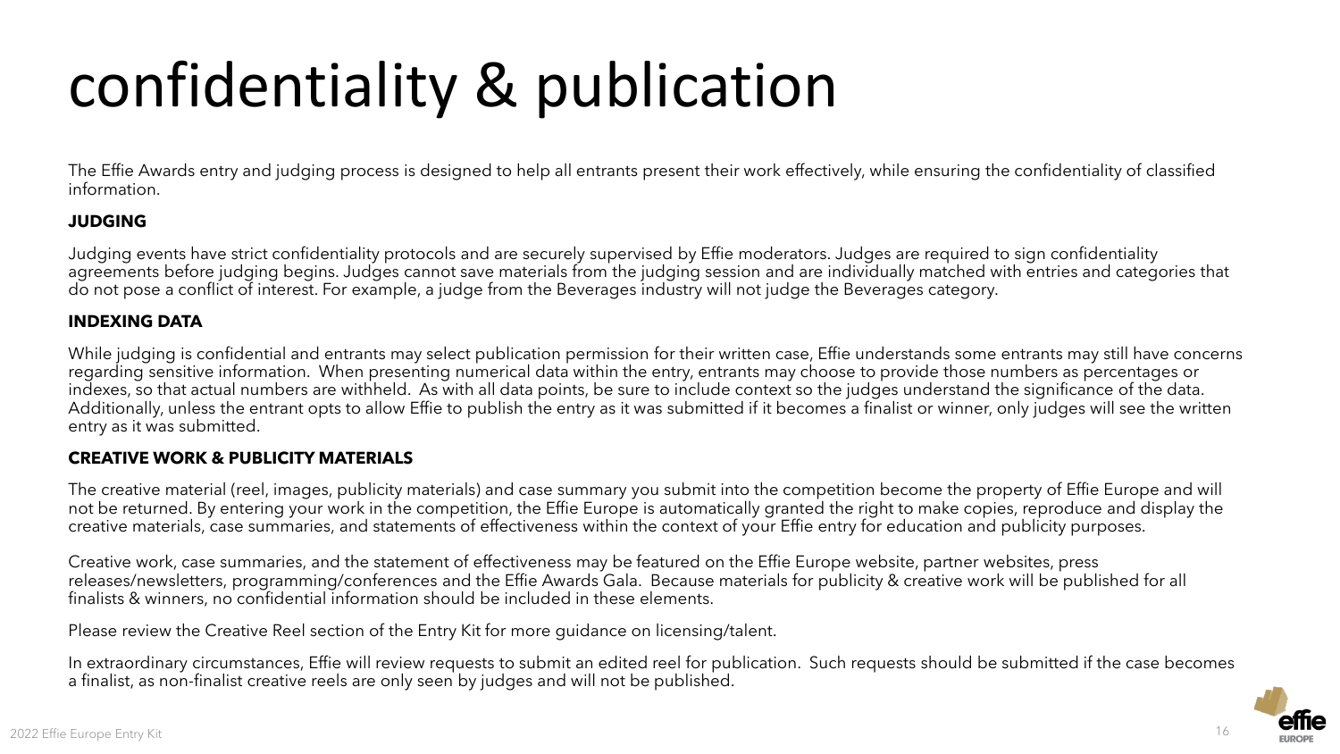# confidentiality & publication

The Effie Awards entry and judging process is designed to help all entrants present their work effectively, while ensuring the confidentiality of classified information.

**JUDGING**

Judging events have strict confidentiality protocols and are securely supervised by Effie moderators. Judges are required to sign confidentiality agreements before judging begins. Judges cannot save materials from the judging session and are individually matched with entries and categories that do not pose a conflict of interest. For example, a judge from the Beverages industry will not judge the Beverages category.

**INDEXING DATA**

While judging is confidential and entrants may select publication permission for their written case, Effie understands some entrants may still have concerns regarding sensitive information. When presenting numerical data within the entry, entrants may choose to provide those numbers as percentages or indexes, so that actual numbers are withheld. As with all data points, be sure to include context so the judges understand the significance of the data. Additionally, unless the entrant opts to allow Effie to publish the entry as it was submitted if it becomes a finalist or winner, only judges will see the written entry as it was submitted.

**CREATIVE WORK & PUBLICITY MATERIALS**

The creative material (reel, images, publicity materials) and case summary you submit into the competition become the property of Effie Europe and will not be returned. By entering your work in the competition, the Effie Europe is automatically granted the right to make copies, reproduce and display the creative materials, case summaries, and statements of effectiveness within the context of your Effie entry for education and publicity purposes.

Creative work, case summaries, and the statement of effectiveness may be featured on the Effie Europe website, partner websites, press releases/newsletters, programming/conferences and the Effie Awards Gala. Because materials for publicity & creative work will be published for all finalists & winners, no confidential information should be included in these elements.

Please review the Creative Reel section of the Entry Kit for more guidance on licensing/talent.

In extraordinary circumstances, Effie will review requests to submit an edited reel for publication. Such requests should be submitted if the case becomes a finalist, as non-finalist creative reels are only seen by judges and will not be published.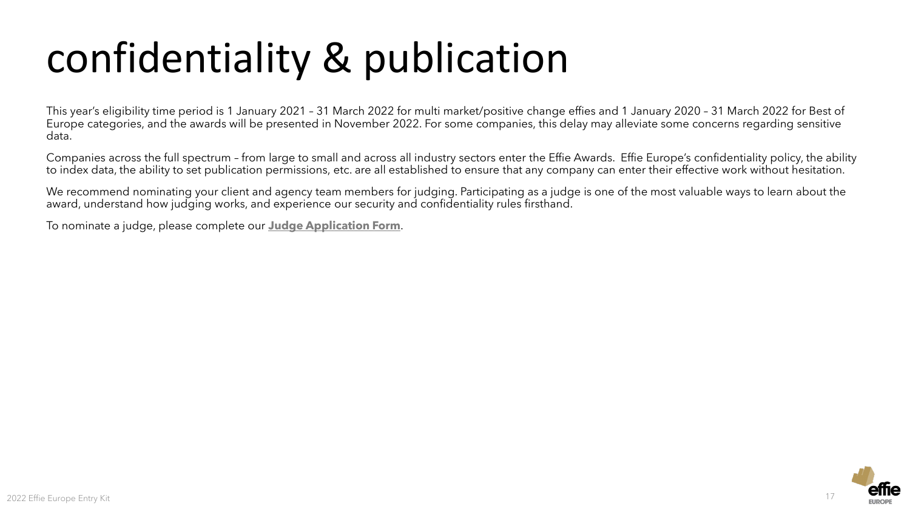# confidentiality & publication

This year's eligibility time period is 1 January 2021 – 31 March 2022 for multi market/positive change effies and 1 January 2020 – 31 March 2022 for Best of Europe categories, and the awards will be presented in November 2022. For some companies, this delay may alleviate some concerns regarding sensitive data.

Companies across the full spectrum – from large to small and across all industry sectors enter the Effie Awards. Effie Europe's confidentiality policy, the ability to index data, the ability to set publication permissions, etc. are all established to ensure that any company can enter their effective work without hesitation.

We recommend nominating your client and agency team members for judging. Participating as a judge is one of the most valuable ways to learn about the award, understand how judging works, and experience our security and confidentiality rules firsthand.

To nominate a judge, please complete our **Judge Application Form**.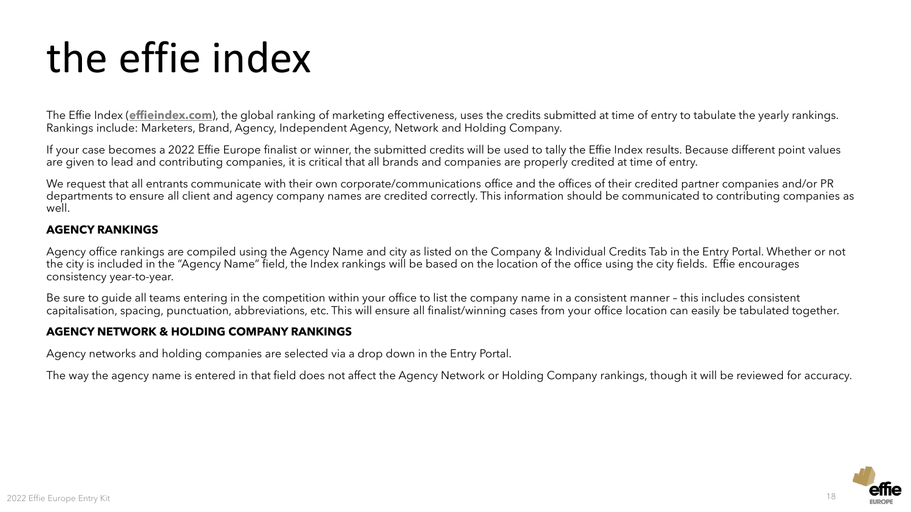# the effie index

The Effie Index (**effieindex.com**), the global ranking of marketing effectiveness, uses the credits submitted at time of entry to tabulate the yearly rankings. Rankings include: Marketers, Brand, Agency, Independent Agency, Network and Holding Company.

If your case becomes a 2022 Effie Europe finalist or winner, the submitted credits will be used to tally the Effie Index results. Because different point values are given to lead and contributing companies, it is critical that all brands and companies are properly credited at time of entry.

We request that all entrants communicate with their own corporate/communications office and the offices of their credited partner companies and/or PR departments to ensure all client and agency company names are credited correctly. This information should be communicated to contributing companies as well.

**AGENCY RANKINGS**

Agency office rankings are compiled using the Agency Name and city as listed on the Company & Individual Credits Tab in the Entry Portal. Whether or not the city is included in the "Agency Name" field, the Index rankings will be based on the location of the office using the city fields. Effie encourages consistency year-to-year.

Be sure to guide all teams entering in the competition within your office to list the company name in a consistent manner – this includes consistent capitalisation, spacing, punctuation, abbreviations, etc. This will ensure all finalist/winning cases from your office location can easily be tabulated together.

**AGENCY NETWORK & HOLDING COMPANY RANKINGS**

Agency networks and holding companies are selected via a drop down in the Entry Portal.

The way the agency name is entered in that field does not affect the Agency Network or Holding Company rankings, though it will be reviewed for accuracy.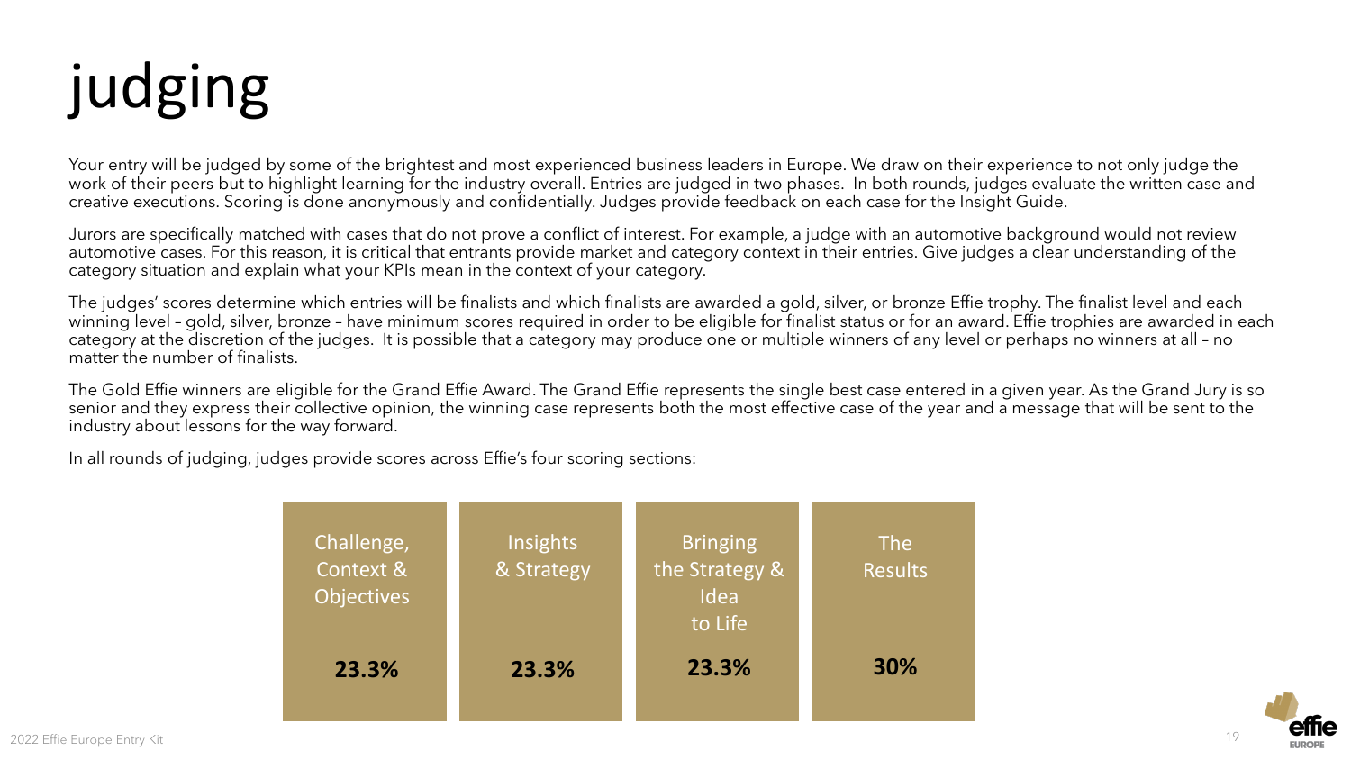# judging

Your entry will be judged by some of the brightest and most experienced business leaders in Europe. We draw on their experience to not only judge the work of their peers but to highlight learning for the industry overall. Entries are judged in two phases. In both rounds, judges evaluate the written case and creative executions. Scoring is done anonymously and confidentially. Judges provide feedback on each case for the Insight Guide.

Jurors are specifically matched with cases that do not prove a conflict of interest. For example, a judge with an automotive background would not review automotive cases. For this reason, it is critical that entrants provide market and category context in their entries. Give judges a clear understanding of the category situation and explain what your KPIs mean in the context of your category.

The judges' scores determine which entries will be finalists and which finalists are awarded a gold, silver, or bronze Effie trophy. The finalist level and each winning level – gold, silver, bronze – have minimum scores required in order to be eligible for finalist status or for an award. Effie trophies are awarded in each category at the discretion of the judges. It is possible that a category may produce one or multiple winners of any level or perhaps no winners at all – no matter the number of finalists.

The Gold Effie winners are eligible for the Grand Effie Award. The Grand Effie represents the single best case entered in a given year. As the Grand Jury is so senior and they express their collective opinion, the winning case represents both the most effective case of the year and a message that will be sent to the industry about lessons for the way forward.

In all rounds of judging, judges provide scores across Effie's four scoring sections:

| Challenge, Context & Objectives | Insights & Strategy | Bringing the Strategy & Idea to Life | The Results |
|---|---|---|---|
| **23.3%** | **23.3%** | **23.3%** | **30%** |

2022 Effie Europe Entry Kit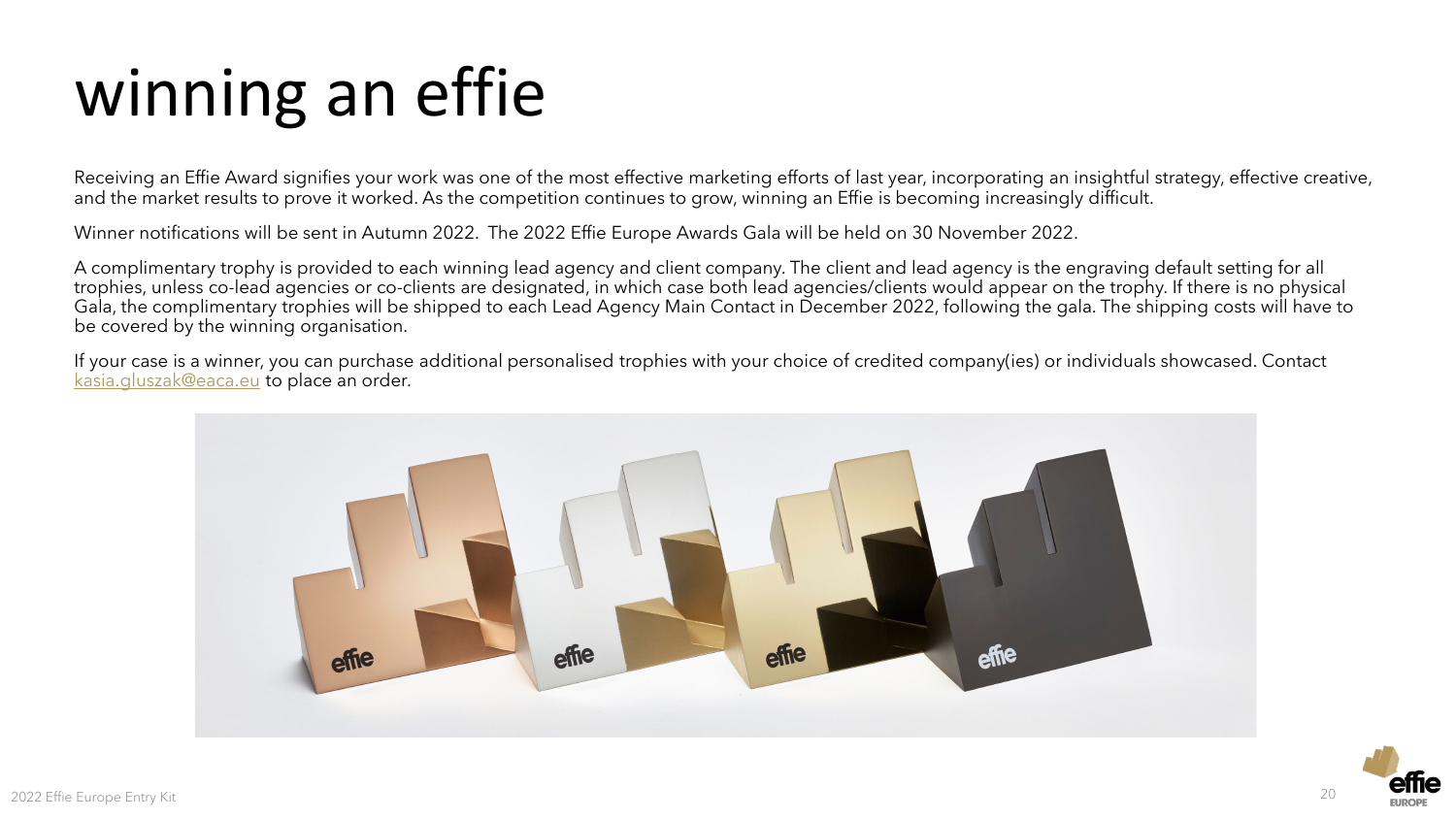# winning an effie

Receiving an Effie Award signifies your work was one of the most effective marketing efforts of last year, incorporating an insightful strategy, effective creative, and the market results to prove it worked. As the competition continues to grow, winning an Effie is becoming increasingly difficult.

Winner notifications will be sent in Autumn 2022. The 2022 Effie Europe Awards Gala will be held on 30 November 2022.

A complimentary trophy is provided to each winning lead agency and client company. The client and lead agency is the engraving default setting for all trophies, unless co-lead agencies or co-clients are designated, in which case both lead agencies/clients would appear on the trophy. If there is no physical Gala, the complimentary trophies will be shipped to each Lead Agency Main Contact in December 2022, following the gala. The shipping costs will have to be covered by the winning organisation.

If your case is a winner, you can purchase additional personalised trophies with your choice of credited company(ies) or individuals showcased. Contact kasia.gluszak@eaca.eu to place an order.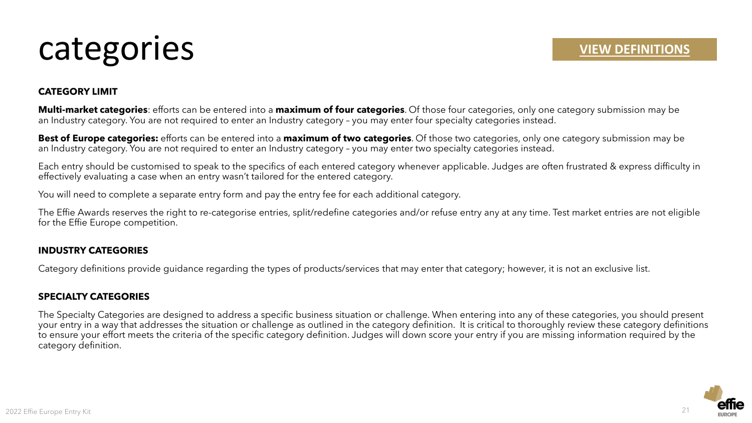# categories

**VIEW DEFINITIONS**

## CATEGORY LIMIT

**Multi-market categories**: efforts can be entered into a **maximum of four categories**. Of those four categories, only one category submission may be an Industry category. You are not required to enter an Industry category – you may enter four specialty categories instead.

**Best of Europe categories:** efforts can be entered into a **maximum of two categories**. Of those two categories, only one category submission may be an Industry category. You are not required to enter an Industry category – you may enter two specialty categories instead.

Each entry should be customised to speak to the specifics of each entered category whenever applicable. Judges are often frustrated & express difficulty in effectively evaluating a case when an entry wasn't tailored for the entered category.

You will need to complete a separate entry form and pay the entry fee for each additional category.

The Effie Awards reserves the right to re-categorise entries, split/redefine categories and/or refuse entry any at any time. Test market entries are not eligible for the Effie Europe competition.

## INDUSTRY CATEGORIES

Category definitions provide guidance regarding the types of products/services that may enter that category; however, it is not an exclusive list.

## SPECIALTY CATEGORIES

The Specialty Categories are designed to address a specific business situation or challenge. When entering into any of these categories, you should present your entry in a way that addresses the situation or challenge as outlined in the category definition. It is critical to thoroughly review these category definitions to ensure your effort meets the criteria of the specific category definition. Judges will down score your entry if you are missing information required by the category definition.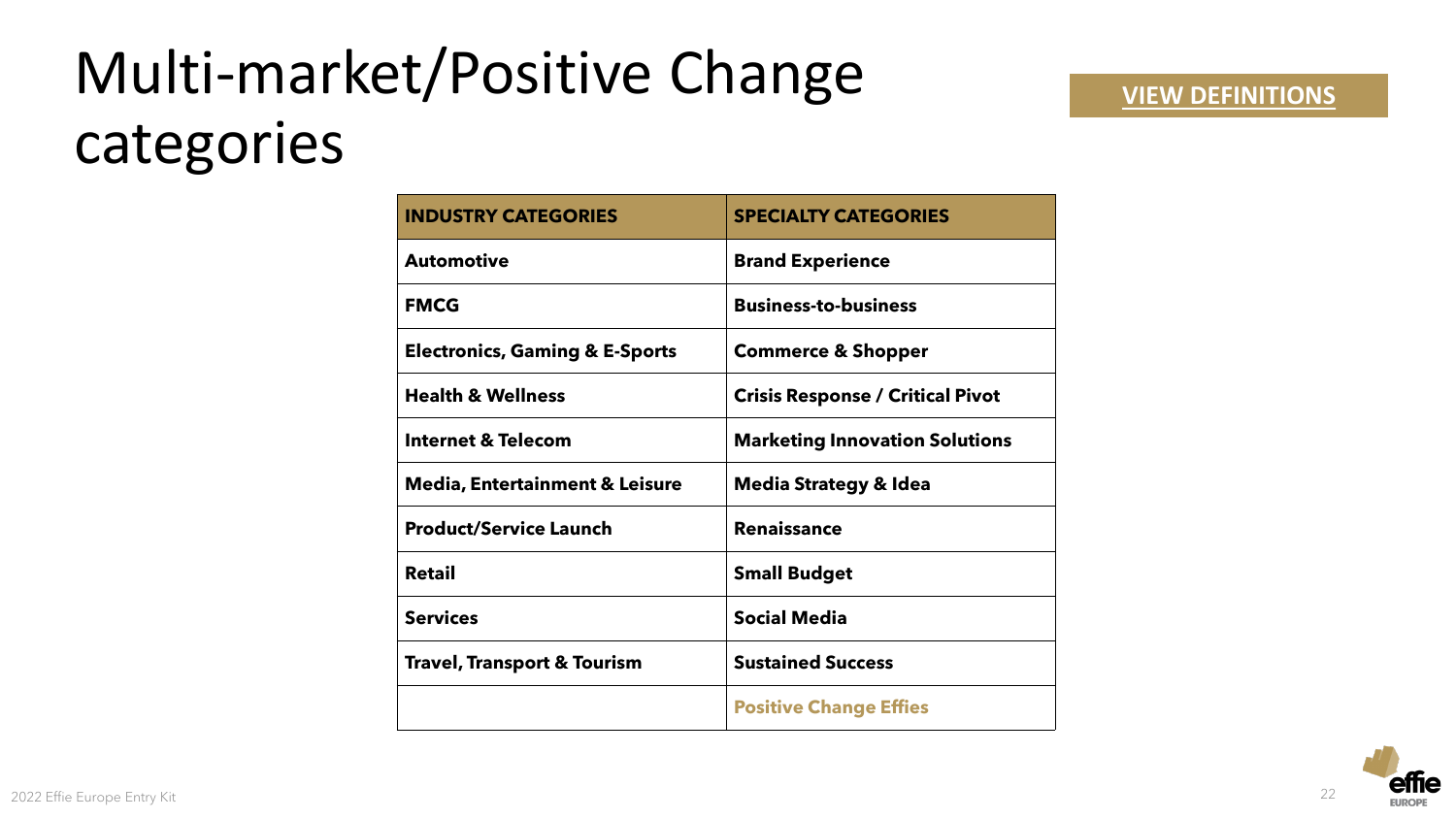# Multi-market/Positive Change categories

**VIEW DEFINITIONS**

| INDUSTRY CATEGORIES | SPECIALTY CATEGORIES |
|---|---|
| Automotive | Brand Experience |
| FMCG | Business-to-business |
| Electronics, Gaming & E-Sports | Commerce & Shopper |
| Health & Wellness | Crisis Response / Critical Pivot |
| Internet & Telecom | Marketing Innovation Solutions |
| Media, Entertainment & Leisure | Media Strategy & Idea |
| Product/Service Launch | Renaissance |
| Retail | Small Budget |
| Services | Social Media |
| Travel, Transport & Tourism | Sustained Success |
| | Positive Change Effies |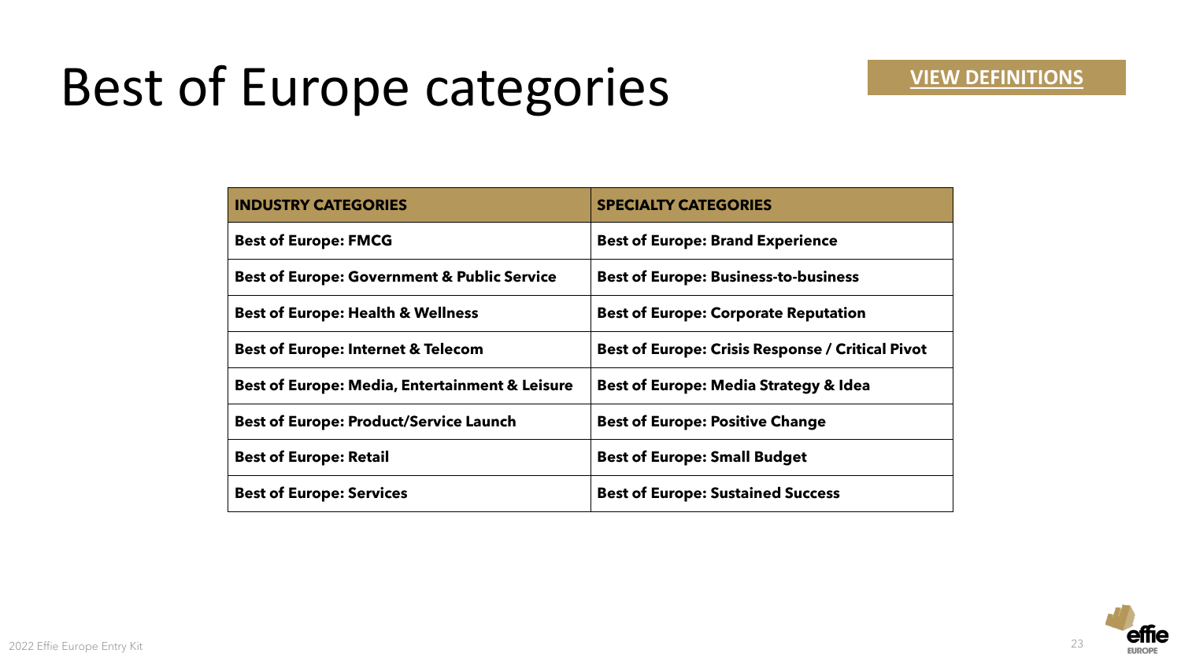# Best of Europe categories

**VIEW DEFINITIONS**

| INDUSTRY CATEGORIES | SPECIALTY CATEGORIES |
| --- | --- |
| **Best of Europe: FMCG** | **Best of Europe: Brand Experience** |
| **Best of Europe: Government & Public Service** | **Best of Europe: Business-to-business** |
| **Best of Europe: Health & Wellness** | **Best of Europe: Corporate Reputation** |
| **Best of Europe: Internet & Telecom** | **Best of Europe: Crisis Response / Critical Pivot** |
| **Best of Europe: Media, Entertainment & Leisure** | **Best of Europe: Media Strategy & Idea** |
| **Best of Europe: Product/Service Launch** | **Best of Europe: Positive Change** |
| **Best of Europe: Retail** | **Best of Europe: Small Budget** |
| **Best of Europe: Services** | **Best of Europe: Sustained Success** |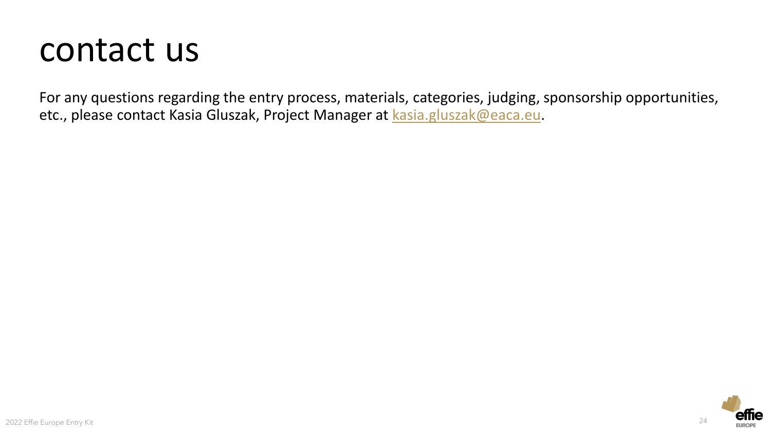# contact us

For any questions regarding the entry process, materials, categories, judging, sponsorship opportunities, etc., please contact Kasia Gluszak, Project Manager at [kasia.gluszak@eaca.eu](mailto:kasia.gluszak@eaca.eu).